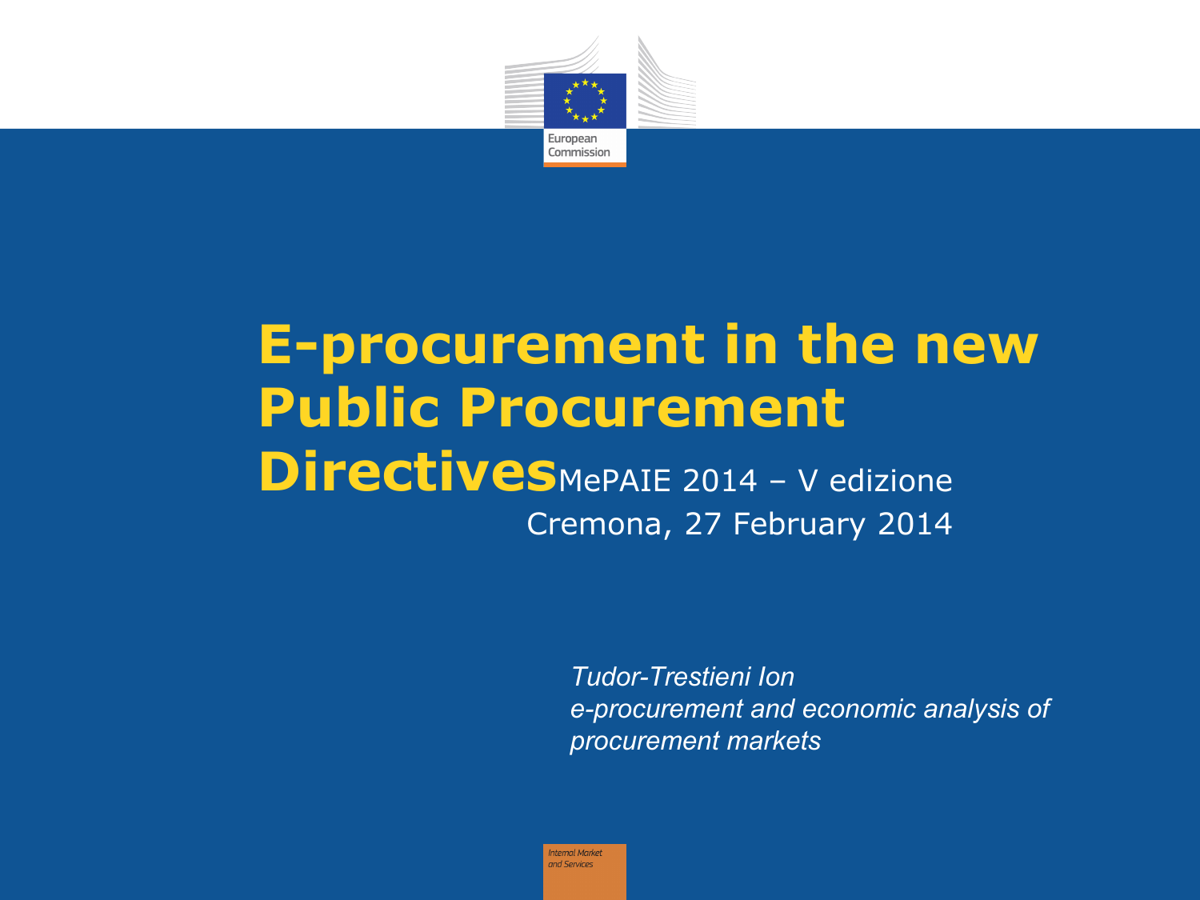# E-procurement in the new Public Procurement Directives

MePAIE 2014 – V edizione

Cremona, 27 February 2014

*Tudor-Trestieni Ion*
*e-procurement and economic analysis of procurement markets*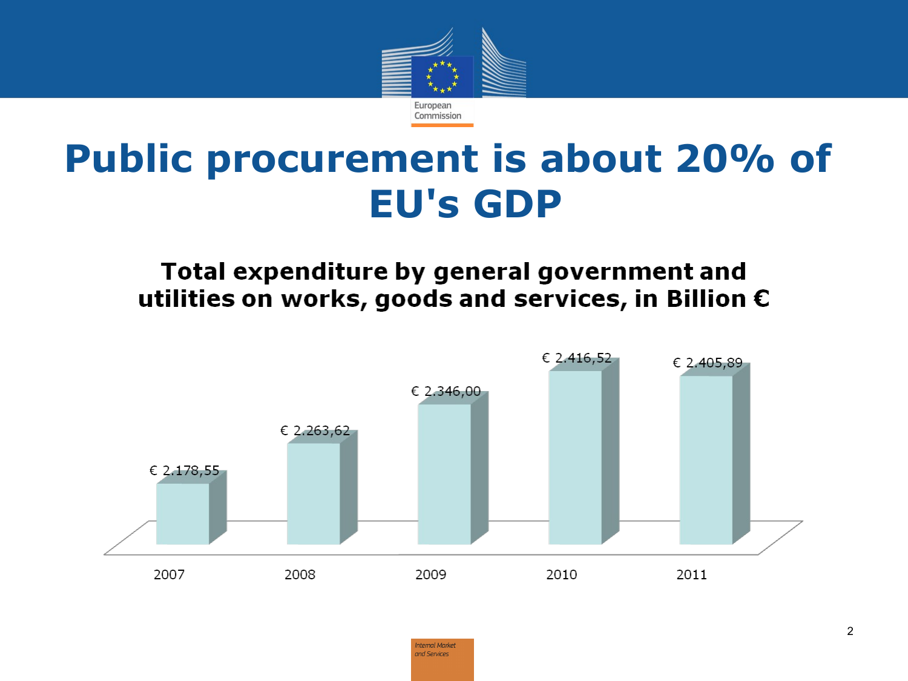# Public procurement is about 20% of EU's GDP

## Total expenditure by general government and utilities on works, goods and services, in Billion €

| 2007 | 2008 | 2009 | 2010 | 2011 |
|---|---|---|---|---|
| € 2.178,55 | € 2.263,62 | € 2.346,00 | € 2.416,52 | € 2.405,89 |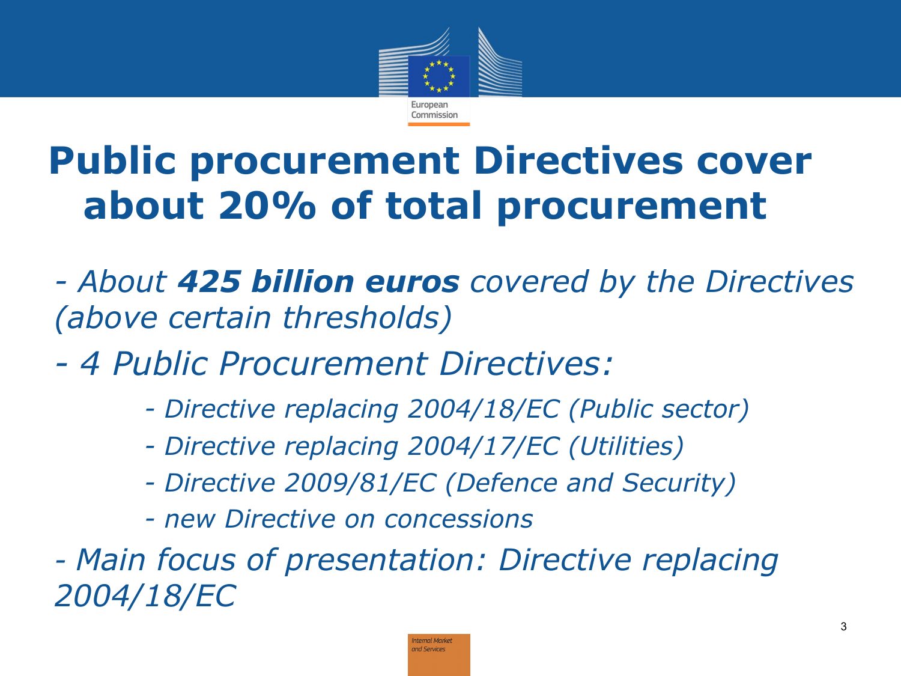# Public procurement Directives cover about 20% of total procurement

*- About **425 billion euros** covered by the Directives (above certain thresholds)*

*- 4 Public Procurement Directives:*

- *- Directive replacing 2004/18/EC (Public sector)*
- *- Directive replacing 2004/17/EC (Utilities)*
- *- Directive 2009/81/EC (Defence and Security)*
- *- new Directive on concessions*

*- Main focus of presentation: Directive replacing 2004/18/EC*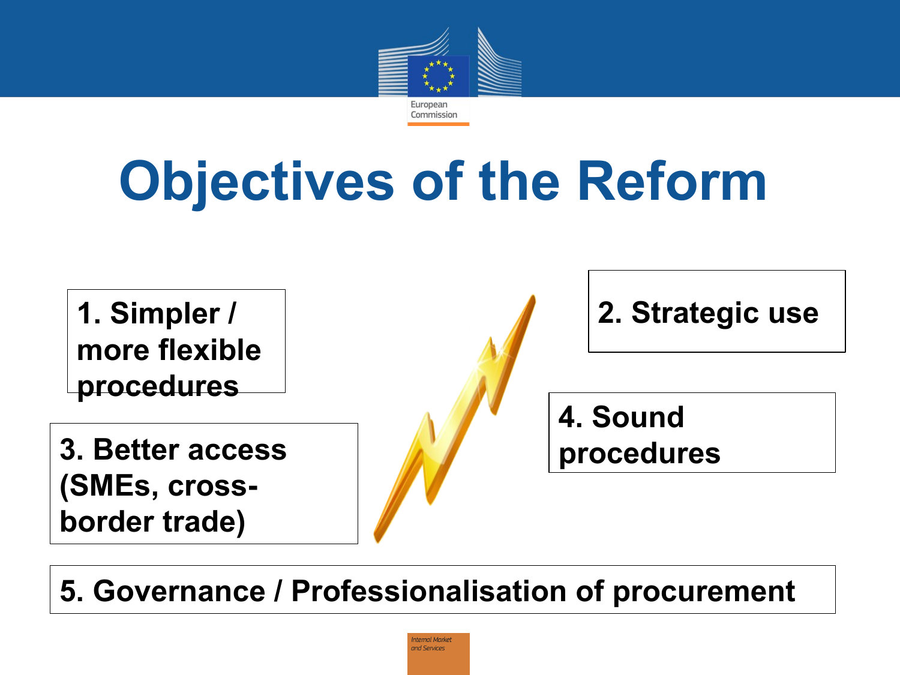# Objectives of the Reform

1. Simpler / more flexible procedures

2. Strategic use

3. Better access (SMEs, cross-border trade)

4. Sound procedures

5. Governance / Professionalisation of procurement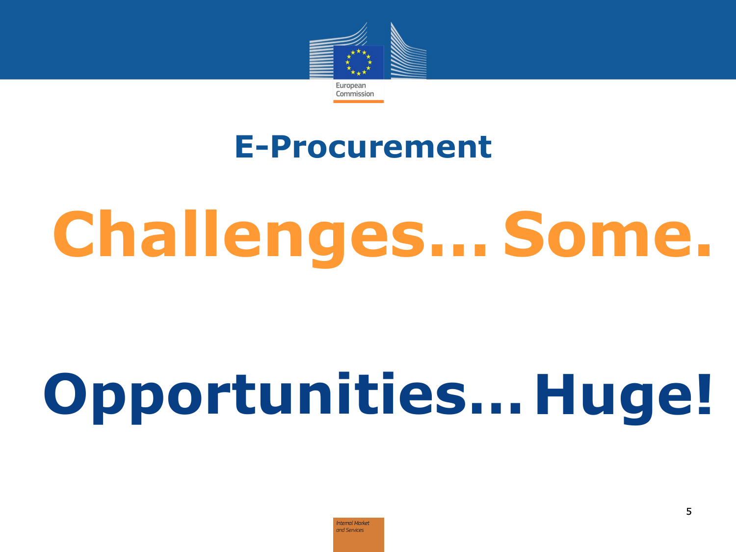## E-Procurement

# Challenges… Some.

# Opportunities… Huge!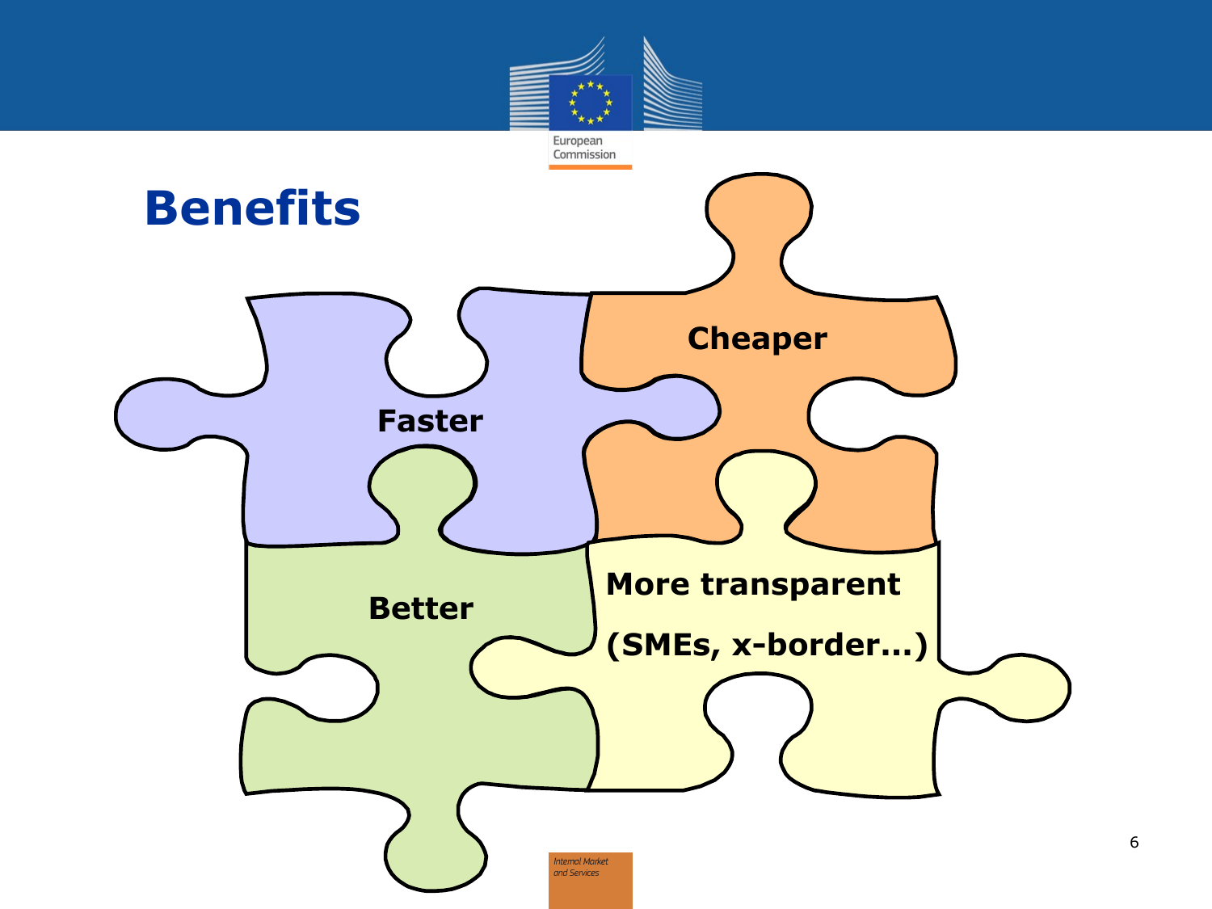# Benefits

- Faster
- Cheaper
- Better
- More transparent (SMEs, x-border…)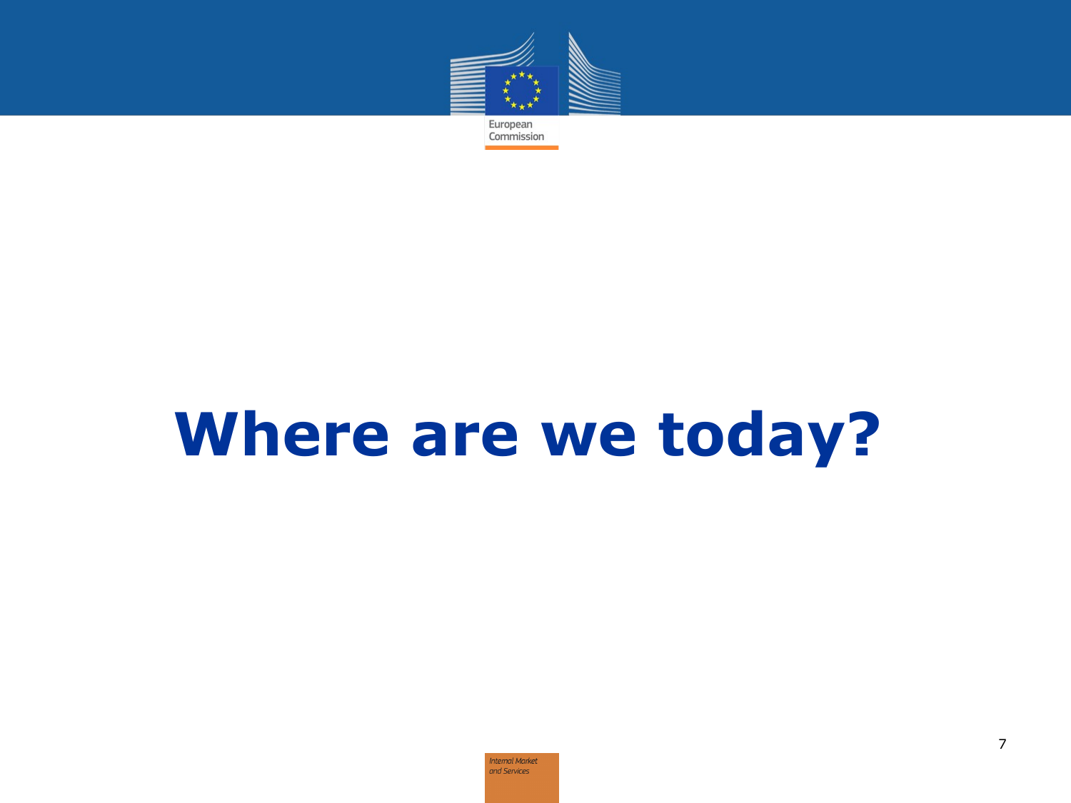# Where are we today?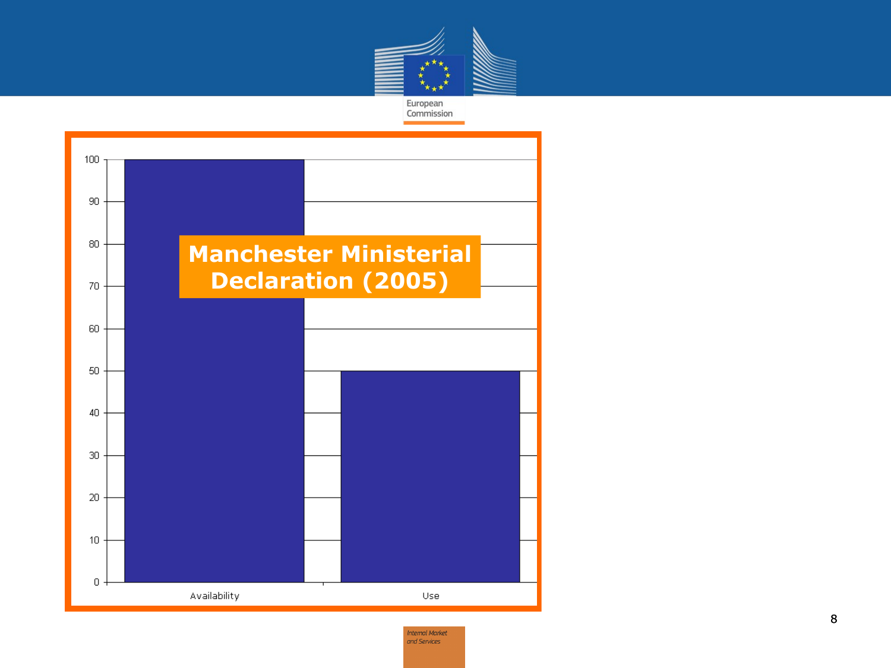**Manchester Ministerial Declaration (2005)**

| | Value |
|---|---|
| Availability | 100 |
| Use | 50 |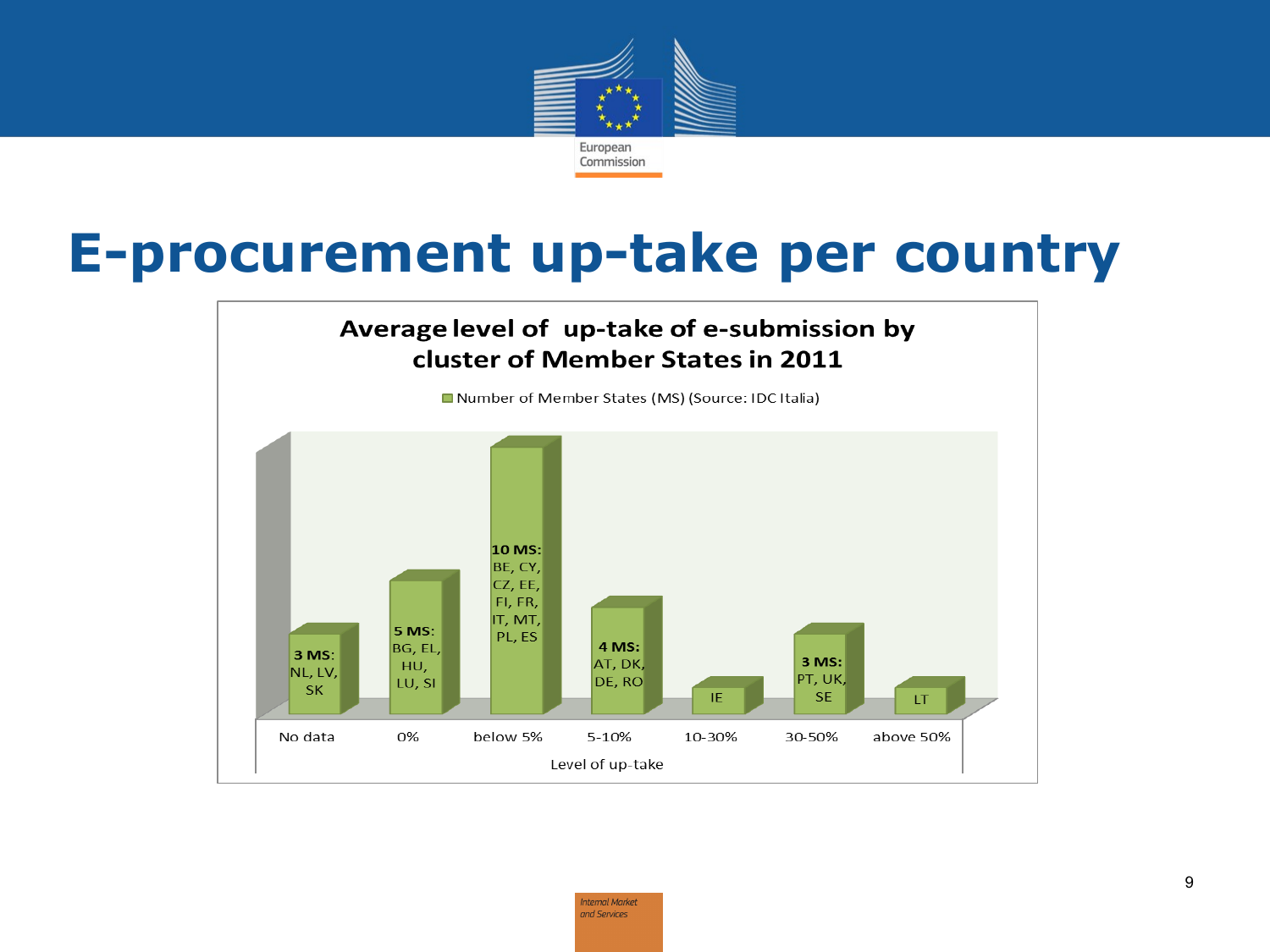# E-procurement up-take per country

**Average level of up-take of e-submission by cluster of Member States in 2011**

Number of Member States (MS) (Source: IDC Italia)

| Level of up-take | Number of MS | Member States |
|---|---|---|
| No data | 3 MS | NL, LV, SK |
| 0% | 5 MS | BG, EL, HU, LU, SI |
| below 5% | 10 MS | BE, CY, CZ, EE, FI, FR, IT, MT, PL, ES |
| 5-10% | 4 MS | AT, DK, DE, RO |
| 10-30% | | IE |
| 30-50% | 3 MS | PT, UK, SE |
| above 50% | | LT |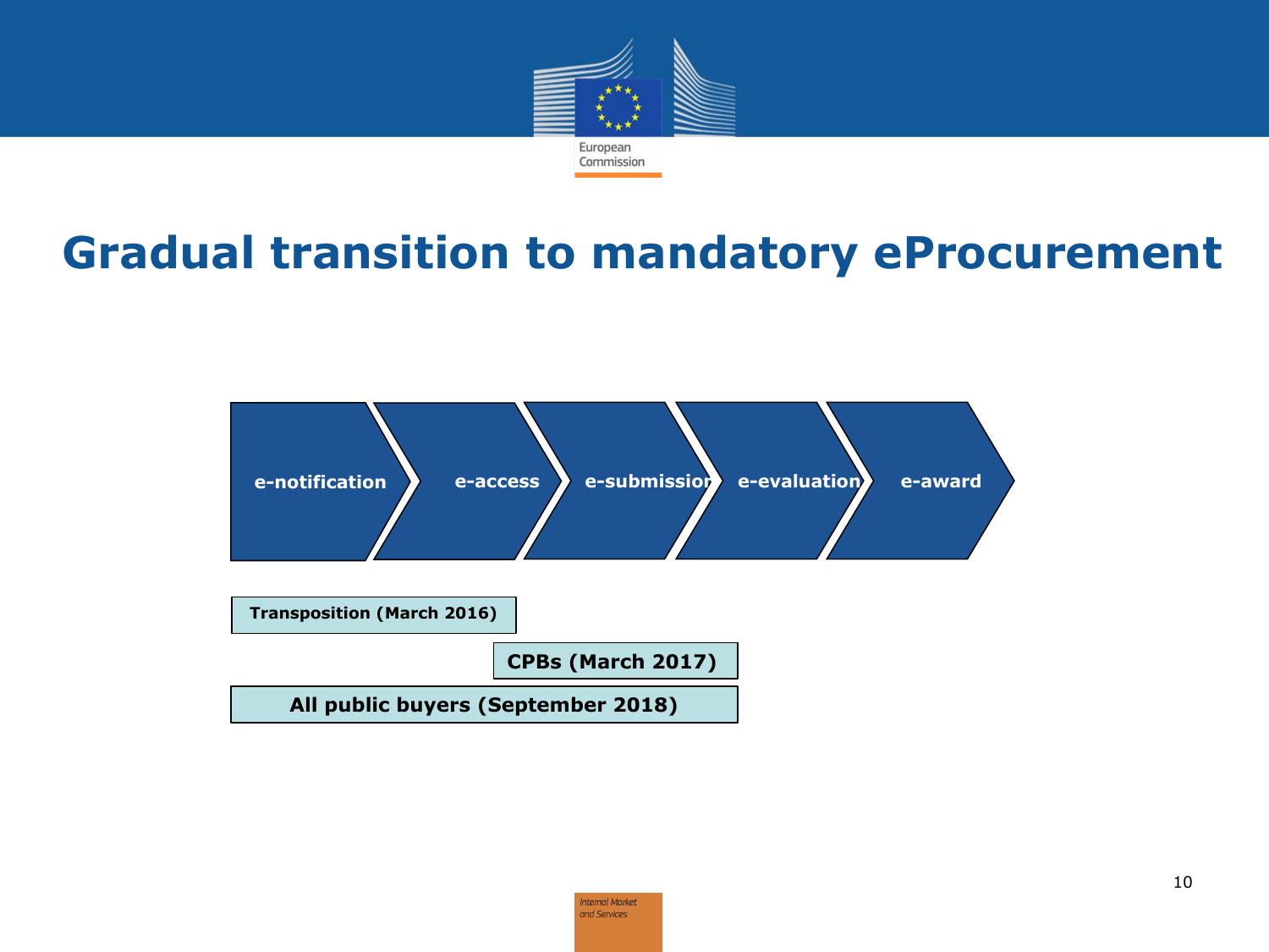# Gradual transition to mandatory eProcurement

e-notification → e-access → e-submission → e-evaluation → e-award

**Transposition (March 2016)**

**CPBs (March 2017)**

**All public buyers (September 2018)**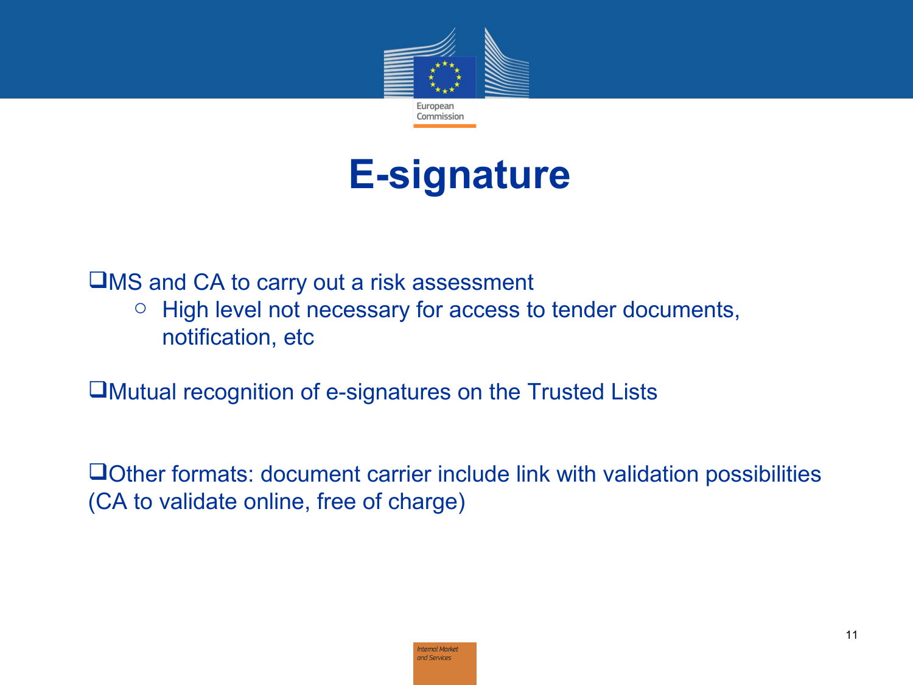# E-signature

- MS and CA to carry out a risk assessment
  - High level not necessary for access to tender documents, notification, etc
- Mutual recognition of e-signatures on the Trusted Lists
- Other formats: document carrier include link with validation possibilities (CA to validate online, free of charge)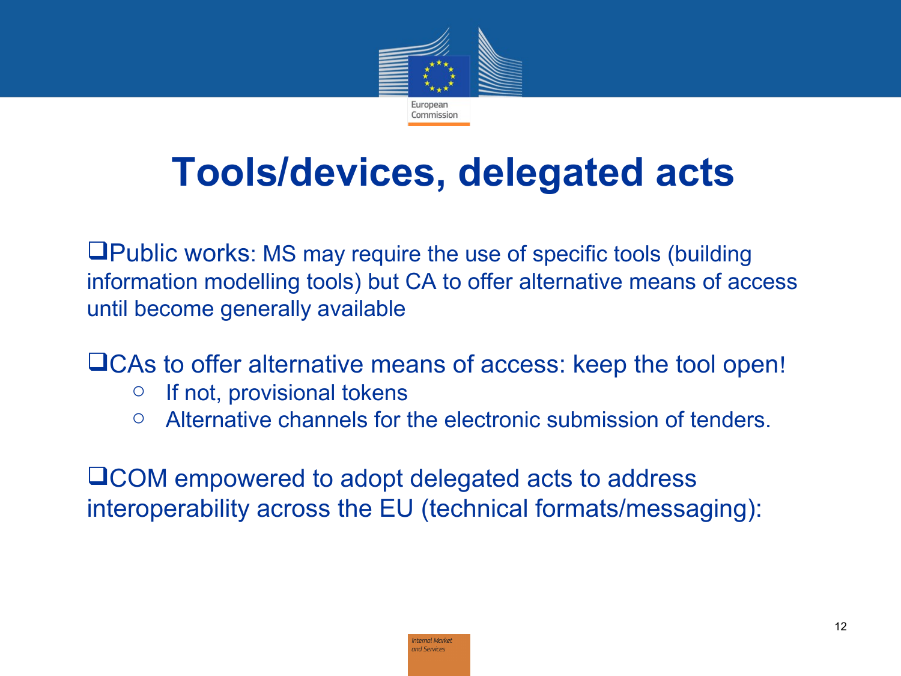# Tools/devices, delegated acts

- Public works: MS may require the use of specific tools (building information modelling tools) but CA to offer alternative means of access until become generally available

- CAs to offer alternative means of access: keep the tool open!
  - If not, provisional tokens
  - Alternative channels for the electronic submission of tenders.

- COM empowered to adopt delegated acts to address interoperability across the EU (technical formats/messaging):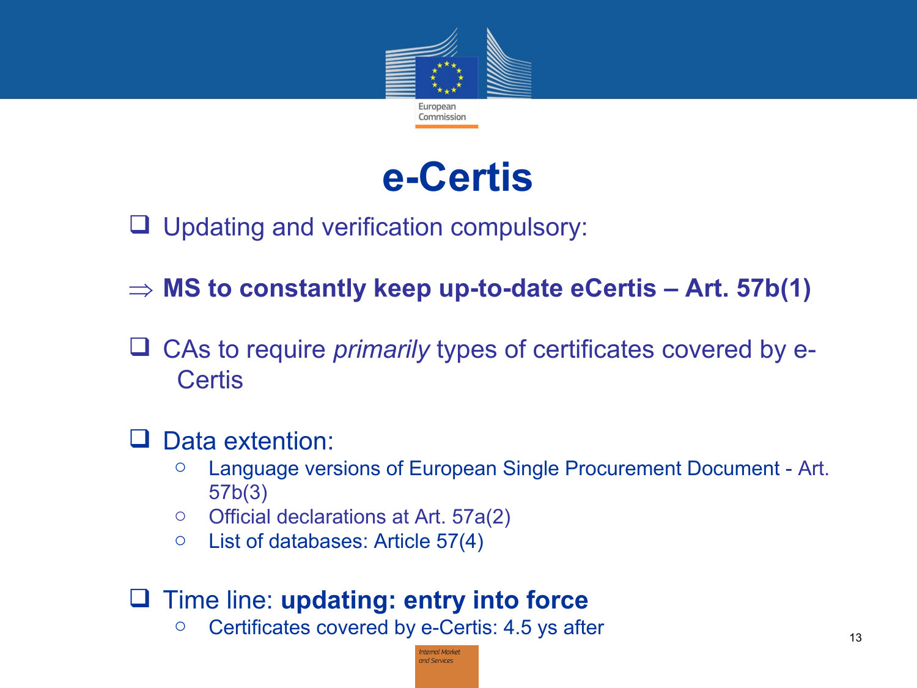# e-Certis

- Updating and verification compulsory:

⇒ **MS to constantly keep up-to-date eCertis – Art. 57b(1)**

- CAs to require *primarily* types of certificates covered by e-Certis

- Data extention:
  - Language versions of European Single Procurement Document - Art. 57b(3)
  - Official declarations at Art. 57a(2)
  - List of databases: Article 57(4)

- Time line: **updating: entry into force**
  - Certificates covered by e-Certis: 4.5 ys after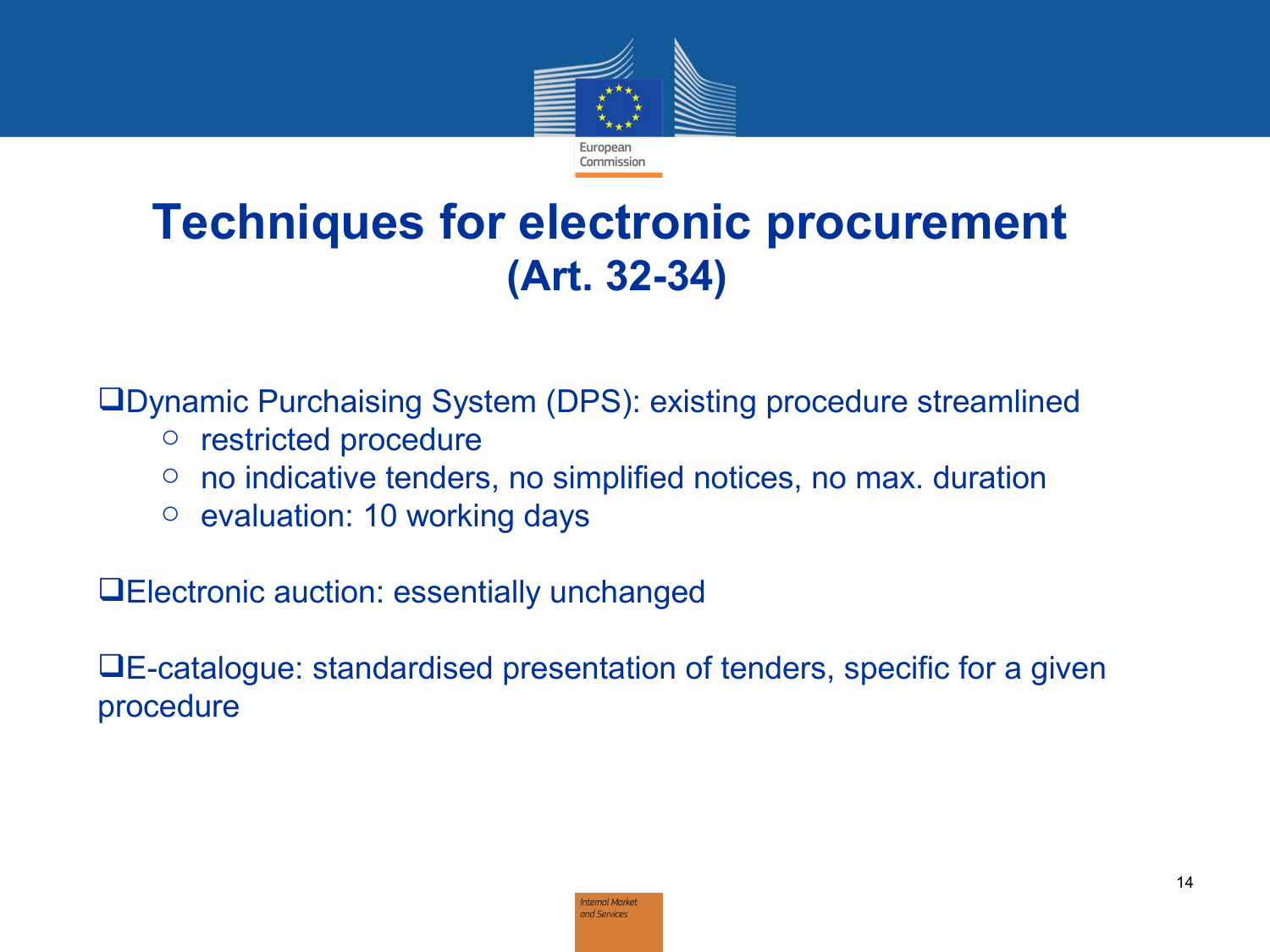# Techniques for electronic procurement (Art. 32-34)

- Dynamic Purchaising System (DPS): existing procedure streamlined
  - restricted procedure
  - no indicative tenders, no simplified notices, no max. duration
  - evaluation: 10 working days

- Electronic auction: essentially unchanged

- E-catalogue: standardised presentation of tenders, specific for a given procedure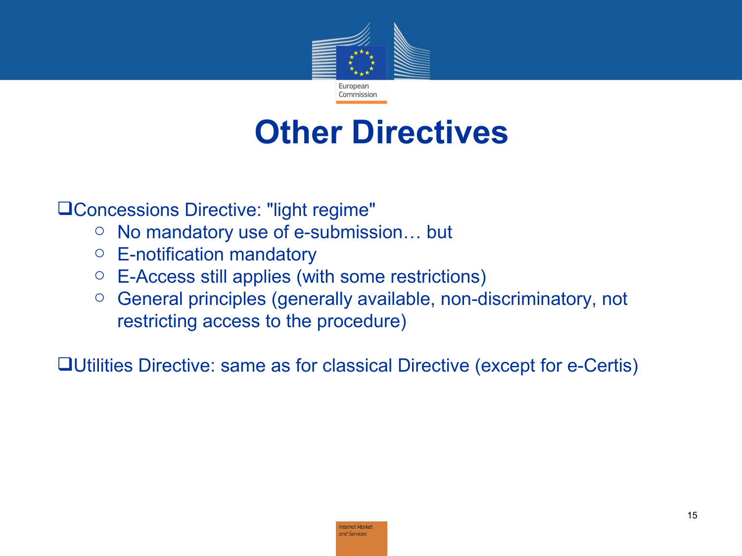# Other Directives

- Concessions Directive: "light regime"
  - No mandatory use of e-submission… but
  - E-notification mandatory
  - E-Access still applies (with some restrictions)
  - General principles (generally available, non-discriminatory, not restricting access to the procedure)

- Utilities Directive: same as for classical Directive (except for e-Certis)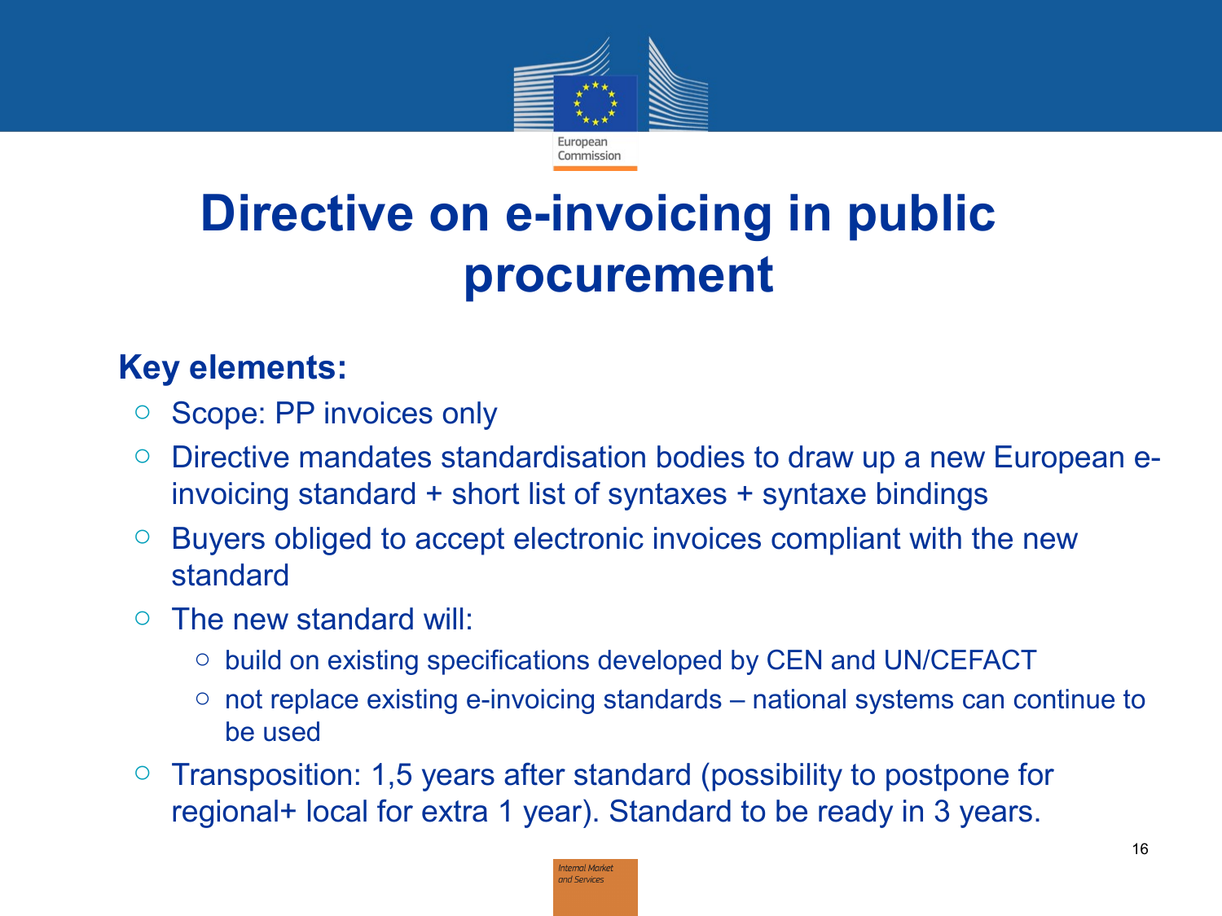# Directive on e-invoicing in public procurement

**Key elements:**

- Scope: PP invoices only
- Directive mandates standardisation bodies to draw up a new European e-invoicing standard + short list of syntaxes + syntaxe bindings
- Buyers obliged to accept electronic invoices compliant with the new standard
- The new standard will:
  - build on existing specifications developed by CEN and UN/CEFACT
  - not replace existing e-invoicing standards – national systems can continue to be used
- Transposition: 1,5 years after standard (possibility to postpone for regional+ local for extra 1 year). Standard to be ready in 3 years.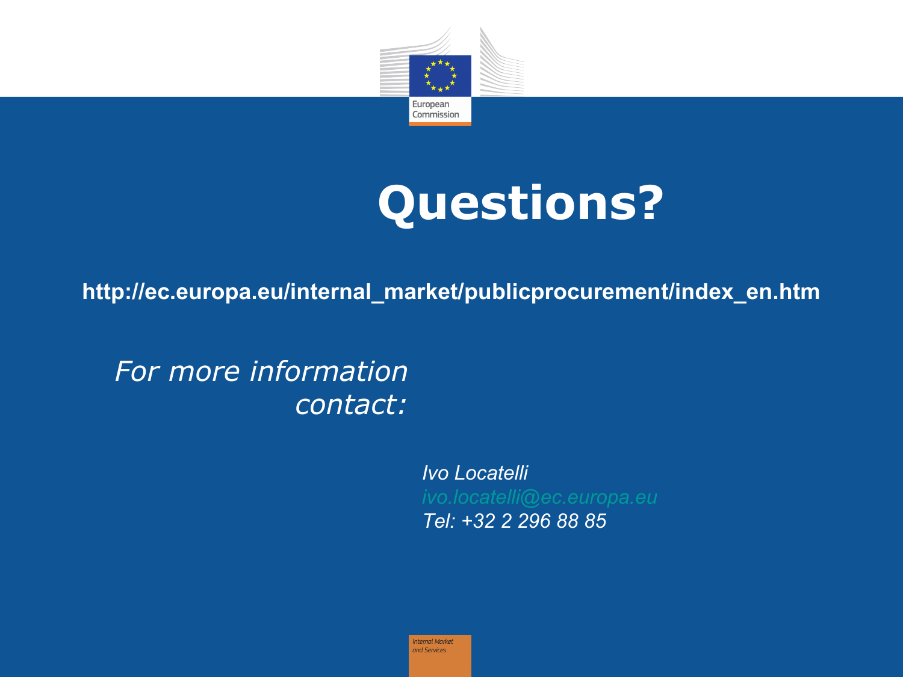# Questions?

**http://ec.europa.eu/internal_market/publicprocurement/index_en.htm**

*For more information contact:*

*Ivo Locatelli*
*ivo.locatelli@ec.europa.eu*
*Tel: +32 2 296 88 85*